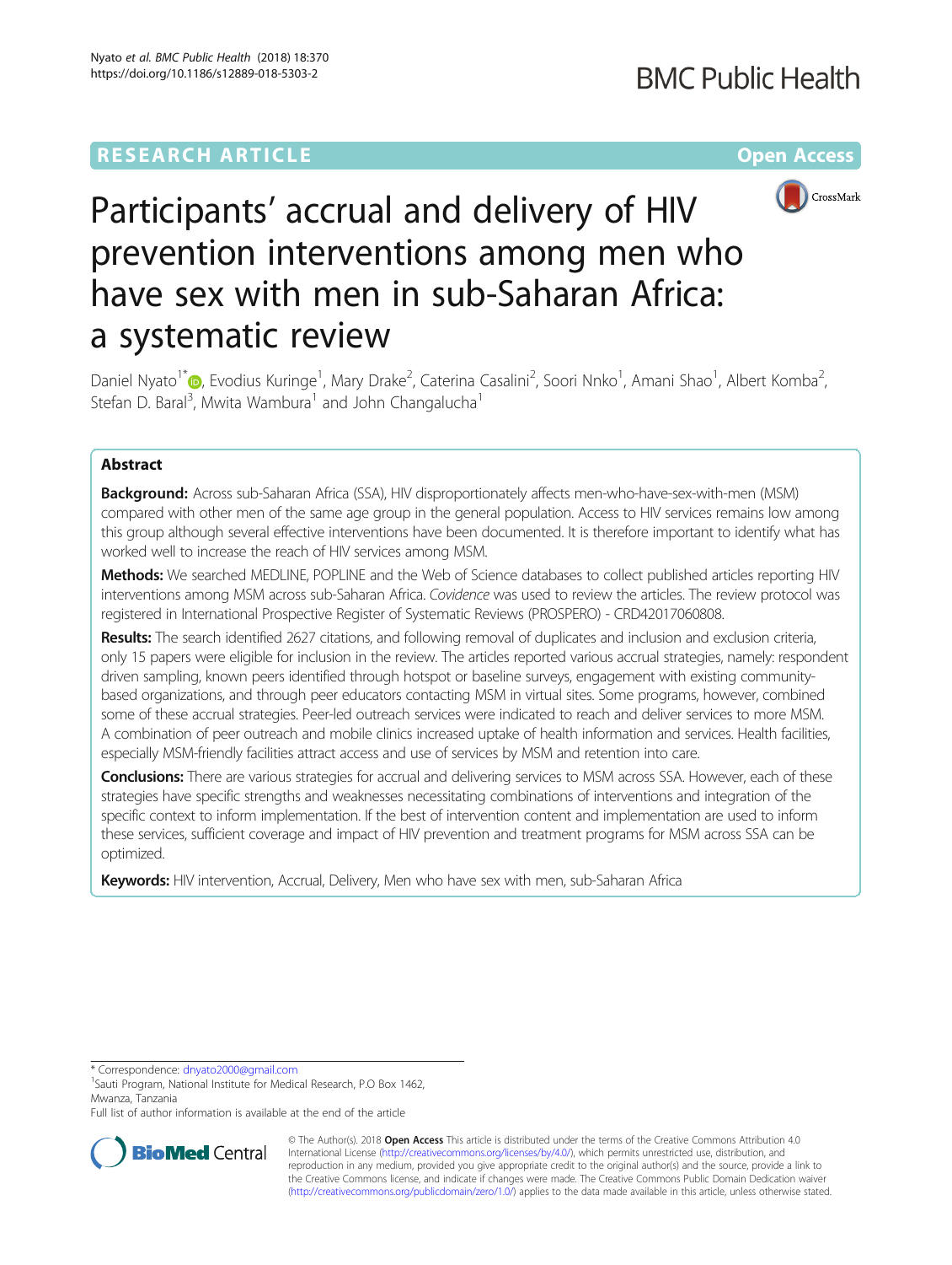RESEARCH ARTICLE

Open Access

# Participants' accrual and delivery of HIV prevention interventions among men who have sex with men in sub-Saharan Africa: a systematic review

Daniel Nyato[1*], Evodius Kuringe[1], Mary Drake[2], Caterina Casalini[2], Soori Nnko[1], Amani Shao[1], Albert Komba[2], Stefan D. Baral[3], Mwita Wambura[1] and John Changalucha[1]

## Abstract

**Background:** Across sub-Saharan Africa (SSA), HIV disproportionately affects men-who-have-sex-with-men (MSM) compared with other men of the same age group in the general population. Access to HIV services remains low among this group although several effective interventions have been documented. It is therefore important to identify what has worked well to increase the reach of HIV services among MSM.

**Methods:** We searched MEDLINE, POPLINE and the Web of Science databases to collect published articles reporting HIV interventions among MSM across sub-Saharan Africa. *Covidence* was used to review the articles. The review protocol was registered in International Prospective Register of Systematic Reviews (PROSPERO) - CRD42017060808.

**Results:** The search identified 2627 citations, and following removal of duplicates and inclusion and exclusion criteria, only 15 papers were eligible for inclusion in the review. The articles reported various accrual strategies, namely: respondent driven sampling, known peers identified through hotspot or baseline surveys, engagement with existing community-based organizations, and through peer educators contacting MSM in virtual sites. Some programs, however, combined some of these accrual strategies. Peer-led outreach services were indicated to reach and deliver services to more MSM. A combination of peer outreach and mobile clinics increased uptake of health information and services. Health facilities, especially MSM-friendly facilities attract access and use of services by MSM and retention into care.

**Conclusions:** There are various strategies for accrual and delivering services to MSM across SSA. However, each of these strategies have specific strengths and weaknesses necessitating combinations of interventions and integration of the specific context to inform implementation. If the best of intervention content and implementation are used to inform these services, sufficient coverage and impact of HIV prevention and treatment programs for MSM across SSA can be optimized.

**Keywords:** HIV intervention, Accrual, Delivery, Men who have sex with men, sub-Saharan Africa

---

\* Correspondence: dnyato2000@gmail.com

[1]Sauti Program, National Institute for Medical Research, P.O Box 1462, Mwanza, Tanzania

Full list of author information is available at the end of the article

© The Author(s). 2018 **Open Access** This article is distributed under the terms of the Creative Commons Attribution 4.0 International License (http://creativecommons.org/licenses/by/4.0/), which permits unrestricted use, distribution, and reproduction in any medium, provided you give appropriate credit to the original author(s) and the source, provide a link to the Creative Commons license, and indicate if changes were made. The Creative Commons Public Domain Dedication waiver (http://creativecommons.org/publicdomain/zero/1.0/) applies to the data made available in this article, unless otherwise stated.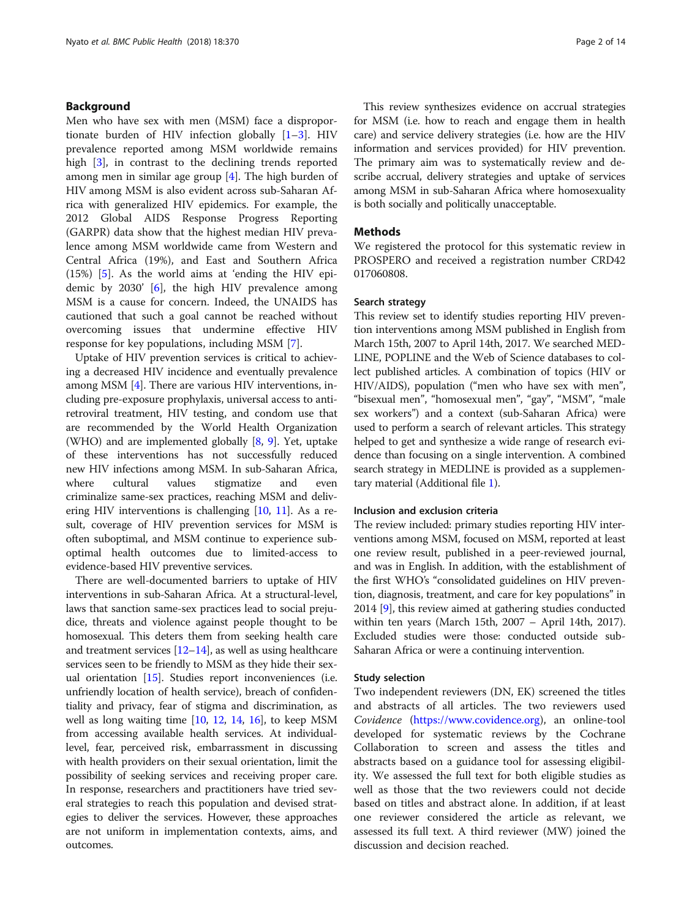## Background

Men who have sex with men (MSM) face a disproportionate burden of HIV infection globally [1–3]. HIV prevalence reported among MSM worldwide remains high [3], in contrast to the declining trends reported among men in similar age group [4]. The high burden of HIV among MSM is also evident across sub-Saharan Africa with generalized HIV epidemics. For example, the 2012 Global AIDS Response Progress Reporting (GARPR) data show that the highest median HIV prevalence among MSM worldwide came from Western and Central Africa (19%), and East and Southern Africa (15%) [5]. As the world aims at 'ending the HIV epidemic by 2030' [6], the high HIV prevalence among MSM is a cause for concern. Indeed, the UNAIDS has cautioned that such a goal cannot be reached without overcoming issues that undermine effective HIV response for key populations, including MSM [7].

Uptake of HIV prevention services is critical to achieving a decreased HIV incidence and eventually prevalence among MSM [4]. There are various HIV interventions, including pre-exposure prophylaxis, universal access to antiretroviral treatment, HIV testing, and condom use that are recommended by the World Health Organization (WHO) and are implemented globally [8, 9]. Yet, uptake of these interventions has not successfully reduced new HIV infections among MSM. In sub-Saharan Africa, where cultural values stigmatize and even criminalize same-sex practices, reaching MSM and delivering HIV interventions is challenging [10, 11]. As a result, coverage of HIV prevention services for MSM is often suboptimal, and MSM continue to experience suboptimal health outcomes due to limited-access to evidence-based HIV preventive services.

There are well-documented barriers to uptake of HIV interventions in sub-Saharan Africa. At a structural-level, laws that sanction same-sex practices lead to social prejudice, threats and violence against people thought to be homosexual. This deters them from seeking health care and treatment services [12–14], as well as using healthcare services seen to be friendly to MSM as they hide their sexual orientation [15]. Studies report inconveniences (i.e. unfriendly location of health service), breach of confidentiality and privacy, fear of stigma and discrimination, as well as long waiting time [10, 12, 14, 16], to keep MSM from accessing available health services. At individual-level, fear, perceived risk, embarrassment in discussing with health providers on their sexual orientation, limit the possibility of seeking services and receiving proper care. In response, researchers and practitioners have tried several strategies to reach this population and devised strategies to deliver the services. However, these approaches are not uniform in implementation contexts, aims, and outcomes.

This review synthesizes evidence on accrual strategies for MSM (i.e. how to reach and engage them in health care) and service delivery strategies (i.e. how are the HIV information and services provided) for HIV prevention. The primary aim was to systematically review and describe accrual, delivery strategies and uptake of services among MSM in sub-Saharan Africa where homosexuality is both socially and politically unacceptable.

## Methods

We registered the protocol for this systematic review in PROSPERO and received a registration number CRD42 017060808.

### Search strategy

This review set to identify studies reporting HIV prevention interventions among MSM published in English from March 15th, 2007 to April 14th, 2017. We searched MEDLINE, POPLINE and the Web of Science databases to collect published articles. A combination of topics (HIV or HIV/AIDS), population ("men who have sex with men", "bisexual men", "homosexual men", "gay", "MSM", "male sex workers") and a context (sub-Saharan Africa) were used to perform a search of relevant articles. This strategy helped to get and synthesize a wide range of research evidence than focusing on a single intervention. A combined search strategy in MEDLINE is provided as a supplementary material (Additional file 1).

### Inclusion and exclusion criteria

The review included: primary studies reporting HIV interventions among MSM, focused on MSM, reported at least one review result, published in a peer-reviewed journal, and was in English. In addition, with the establishment of the first WHO's "consolidated guidelines on HIV prevention, diagnosis, treatment, and care for key populations" in 2014 [9], this review aimed at gathering studies conducted within ten years (March 15th, 2007 – April 14th, 2017). Excluded studies were those: conducted outside sub-Saharan Africa or were a continuing intervention.

### Study selection

Two independent reviewers (DN, EK) screened the titles and abstracts of all articles. The two reviewers used *Covidence* (https://www.covidence.org), an online-tool developed for systematic reviews by the Cochrane Collaboration to screen and assess the titles and abstracts based on a guidance tool for assessing eligibility. We assessed the full text for both eligible studies as well as those that the two reviewers could not decide based on titles and abstract alone. In addition, if at least one reviewer considered the article as relevant, we assessed its full text. A third reviewer (MW) joined the discussion and decision reached.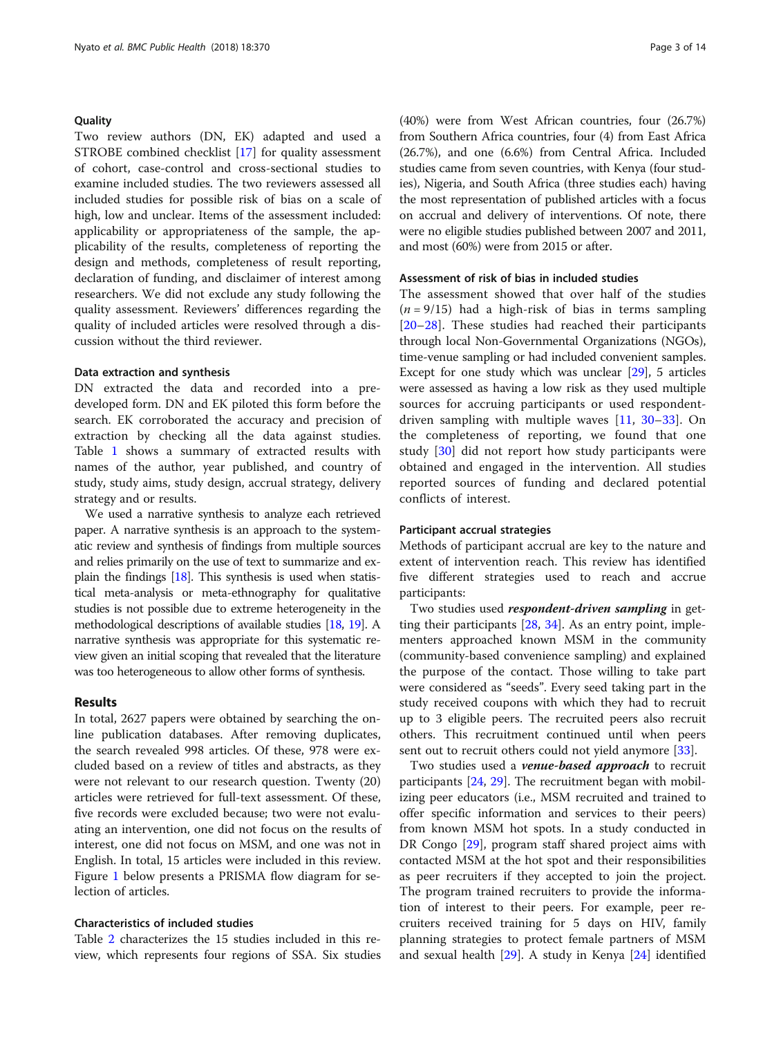### Quality

Two review authors (DN, EK) adapted and used a STROBE combined checklist [17] for quality assessment of cohort, case-control and cross-sectional studies to examine included studies. The two reviewers assessed all included studies for possible risk of bias on a scale of high, low and unclear. Items of the assessment included: applicability or appropriateness of the sample, the applicability of the results, completeness of reporting the design and methods, completeness of result reporting, declaration of funding, and disclaimer of interest among researchers. We did not exclude any study following the quality assessment. Reviewers' differences regarding the quality of included articles were resolved through a discussion without the third reviewer.

### Data extraction and synthesis

DN extracted the data and recorded into a pre-developed form. DN and EK piloted this form before the search. EK corroborated the accuracy and precision of extraction by checking all the data against studies. Table 1 shows a summary of extracted results with names of the author, year published, and country of study, study aims, study design, accrual strategy, delivery strategy and or results.

We used a narrative synthesis to analyze each retrieved paper. A narrative synthesis is an approach to the systematic review and synthesis of findings from multiple sources and relies primarily on the use of text to summarize and explain the findings [18]. This synthesis is used when statistical meta-analysis or meta-ethnography for qualitative studies is not possible due to extreme heterogeneity in the methodological descriptions of available studies [18, 19]. A narrative synthesis was appropriate for this systematic review given an initial scoping that revealed that the literature was too heterogeneous to allow other forms of synthesis.

## Results

In total, 2627 papers were obtained by searching the online publication databases. After removing duplicates, the search revealed 998 articles. Of these, 978 were excluded based on a review of titles and abstracts, as they were not relevant to our research question. Twenty (20) articles were retrieved for full-text assessment. Of these, five records were excluded because; two were not evaluating an intervention, one did not focus on the results of interest, one did not focus on MSM, and one was not in English. In total, 15 articles were included in this review. Figure 1 below presents a PRISMA flow diagram for selection of articles.

### Characteristics of included studies

Table 2 characterizes the 15 studies included in this review, which represents four regions of SSA. Six studies (40%) were from West African countries, four (26.7%) from Southern Africa countries, four (4) from East Africa (26.7%), and one (6.6%) from Central Africa. Included studies came from seven countries, with Kenya (four studies), Nigeria, and South Africa (three studies each) having the most representation of published articles with a focus on accrual and delivery of interventions. Of note, there were no eligible studies published between 2007 and 2011, and most (60%) were from 2015 or after.

### Assessment of risk of bias in included studies

The assessment showed that over half of the studies ($n = 9/15$) had a high-risk of bias in terms sampling [20–28]. These studies had reached their participants through local Non-Governmental Organizations (NGOs), time-venue sampling or had included convenient samples. Except for one study which was unclear [29], 5 articles were assessed as having a low risk as they used multiple sources for accruing participants or used respondent-driven sampling with multiple waves [11, 30–33]. On the completeness of reporting, we found that one study [30] did not report how study participants were obtained and engaged in the intervention. All studies reported sources of funding and declared potential conflicts of interest.

### Participant accrual strategies

Methods of participant accrual are key to the nature and extent of intervention reach. This review has identified five different strategies used to reach and accrue participants:

Two studies used ***respondent-driven sampling*** in getting their participants [28, 34]. As an entry point, implementers approached known MSM in the community (community-based convenience sampling) and explained the purpose of the contact. Those willing to take part were considered as "seeds". Every seed taking part in the study received coupons with which they had to recruit up to 3 eligible peers. The recruited peers also recruit others. This recruitment continued until when peers sent out to recruit others could not yield anymore [33].

Two studies used a ***venue-based approach*** to recruit participants [24, 29]. The recruitment began with mobilizing peer educators (i.e., MSM recruited and trained to offer specific information and services to their peers) from known MSM hot spots. In a study conducted in DR Congo [29], program staff shared project aims with contacted MSM at the hot spot and their responsibilities as peer recruiters if they accepted to join the project. The program trained recruiters to provide the information of interest to their peers. For example, peer recruiters received training for 5 days on HIV, family planning strategies to protect female partners of MSM and sexual health [29]. A study in Kenya [24] identified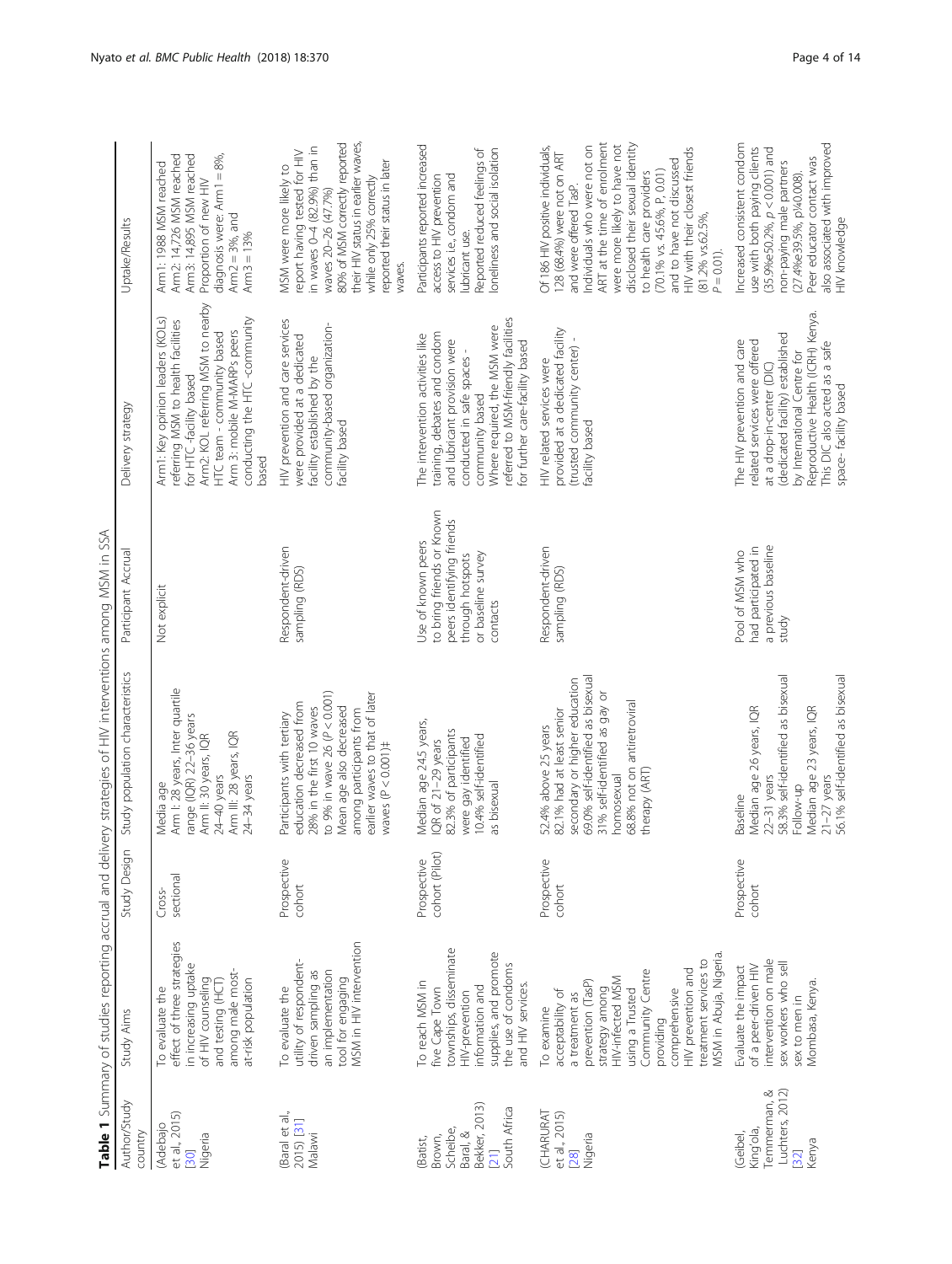**Table 1** Summary of studies reporting accrual and delivery strategies of HIV interventions among MSM in SSA

| Author/Study country | Study Aims | Study Design | Study population characteristics | Participant Accrual | Delivery strategy | Uptake/Results |
|---|---|---|---|---|---|---|
| (Adebajo et al., 2015) [30] Nigeria | To evaluate the effect of three strategies in increasing uptake of HIV counseling and testing (HCT) among male most-at-risk population | Cross-sectional | Media age Arm I: 28 years, Inter quartile range (IQR) 22–36 years Arm II: 30 years, IQR 24–40 years Arm III: 28 years, IQR 24–34 years | Not explicit | Arm1: Key opinion leaders (KOLs) referring MSM to health facilities for HTC -facility based Arm2: KOL referring MSM to nearby HTC team - community based Arm 3: mobile M-MARPs peers conducting the HTC -community based | Arm1: 1988 MSM reached Arm2: 14,726 MSM reached Arm3: 14,895 MSM reached Proportion of new HIV diagnosis were: Arm1 = 8%, Arm2 = 3%, and Arm3 = 13% |
| (Baral et al., 2015) [31] Malawi | To evaluate the utility of respondent-driven sampling as an implementation tool for engaging MSM in HIV intervention | Prospective cohort | Participants with tertiary education decreased from 28% in the first 10 waves to 9% in wave 26 ($P < 0.001$) Mean age also decreased among participants from earlier waves to that of later waves ($P < 0.001$)‡ | Respondent-driven sampling (RDS) | HIV prevention and care services were provided at a dedicated facility established by the community-based organization-facility based | MSM were more likely to report having tested for HIV in waves 0–4 (82.9%) than in waves 20–26 (47.7%) 80% of MSM correctly reported their HIV status in earlier waves, while only 25% correctly reported their status in later waves. |
| (Batist, Brown, Scheibe, Baral, & Bekker, 2013) [21] South Africa | To reach MSM in five Cape Town townships, disseminate HIV-prevention information and supplies, and promote the use of condoms and HIV services. | Prospective cohort (Pilot) | Median age 24.5 years, IQR of 21–29 years 82.3% of participants were gay identified 10.4% self-identified as bisexual | Use of known peers to bring friends or Known peers identifying friends through hotspots or baseline survey contacts | The intervention activities like training, debates and condom and lubricant provision were conducted in safe spaces - community based Where required, the MSM were referred to MSM-friendly facilities for further care-facility based | Participants reported increased access to HIV prevention services i.e., condom and lubricant use. Reported reduced feelings of loneliness and social isolation |
| (CHARURAT et al., 2015) [28] Nigeria | To examine acceptability of a treatment as prevention (TasP) strategy among HIV-infected MSM using a Trusted Community Centre providing comprehensive HIV prevention and treatment services to MSM in Abuja, Nigeria. | Prospective cohort | 52.4% above 25 years 82.1% had at least senior secondary or higher education 69.0% self-identified as bisexual 31% self-identified as gay or homosexual 68.8% not on antiretroviral therapy (ART) | Respondent-driven sampling (RDS) | HIV related services were provided at a dedicated facility (trusted community center) - facility based | Of 186 HIV positive individuals, 128 (68.4%) were not on ART and were offered TasP. Individuals who were not on ART at the time of enrolment were more likely to have not disclosed their sexual identity to health care providers (70.1% vs. 45.6%, P, 0.01) and to have not discussed HIV with their closest friends (81.2% vs.62.5%, $P = 0.01$). |
| (Geibel, King'ola, Temmerman, & Luchters, 2012) [32] Kenya | Evaluate the impact of a peer-driven HIV intervention on male sex workers who sell sex to men in Mombasa, Kenya. | Prospective cohort | Baseline Median age 26 years, IQR 22–31 years 58.3% self-identified as bisexual Follow-up Median age 23 years, IQR 21–27 years 56.1% self-identified as bisexual | Pool of MSM who had participated in a previous baseline study | The HIV prevention and care related services were offered at a drop-in-center (DIC) (dedicated facility) established by International Centre for Reproductive Health (ICRH) Kenya. This DIC also acted as a safe space- facility based | Increased consistent condom use with both paying clients (35.9%e50.2%, $p < 0.001$) and non-paying male partners (27.4%e39.5%, p¼0.008). Peer educator contact was also associated with improved HIV knowledge |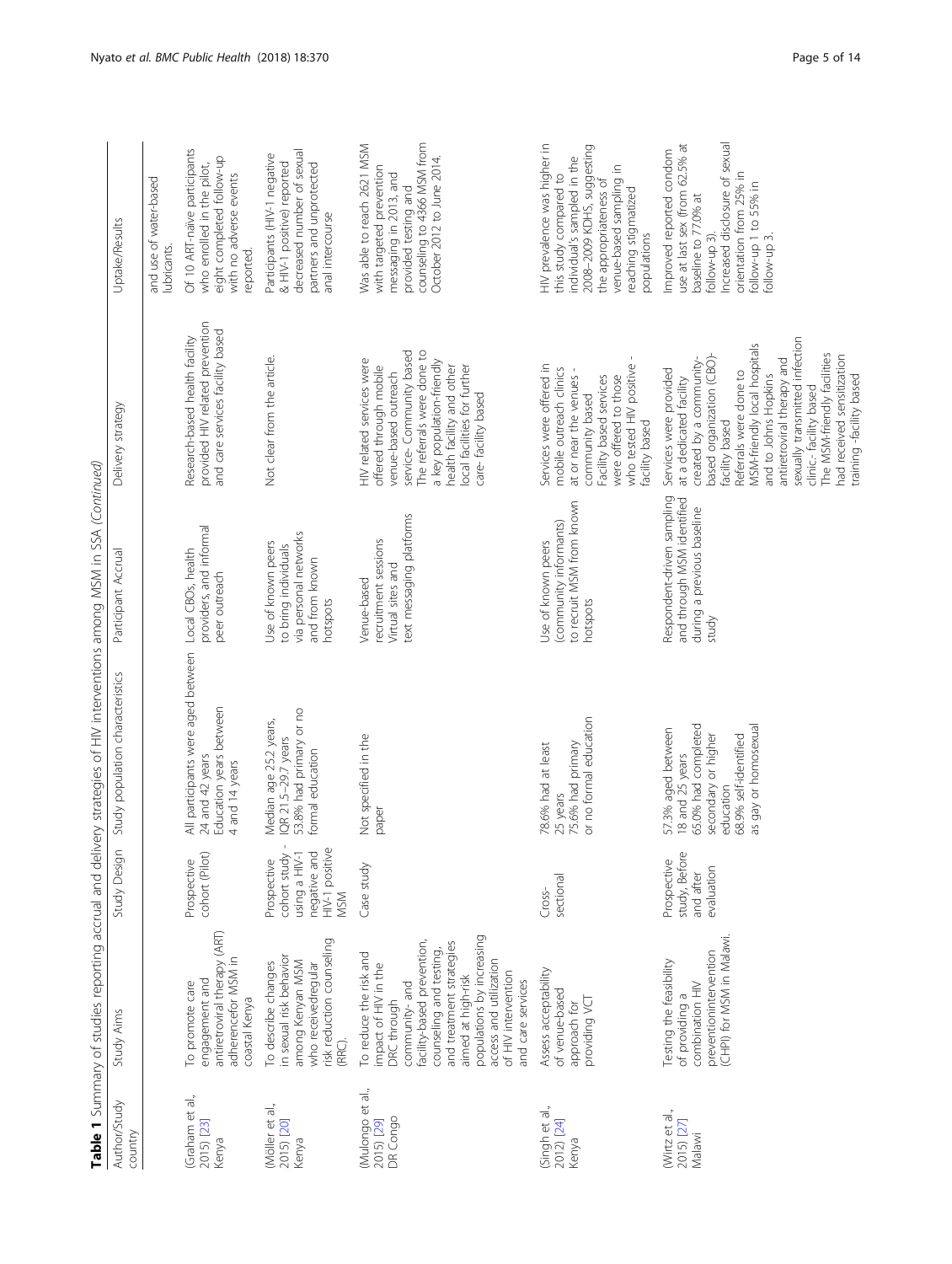**Table 1** Summary of studies reporting accrual and delivery strategies of HIV interventions among MSM in SSA *(Continued)*

| Author/Study country | Study Aims | Study Design | Study population characteristics | Participant Accrual | Delivery strategy | Uptake/Results |
|---|---|---|---|---|---|---|
| | | | | | | and use of water-based lubricants. |
| (Graham et al., 2015) [23] Kenya | To promote care engagement and antiretroviral therapy (ART) adherencefor MSM in coastal Kenya | Prospective cohort (Pilot) | All participants were aged between 24 and 42 years Education years between 4 and 14 years | Local CBOs, health providers, and informal peer outreach | Research-based health facility provided HIV related prevention and care services facility based | Of 10 ART-naive participants who enrolled in the pilot, eight completed follow-up with no adverse events reported. |
| (Möller et al., 2015) [20] Kenya | To describe changes in sexual risk behavior among Kenyan MSM who receivedregular risk reduction counseling (RRC). | Prospective cohort study - using a HIV-1 negative and HIV-1 positive MSM | Median age 25.2 years, IQR 21.5–29.7 years 53.8% had primary or no formal education | Use of known peers to bring individuals via personal networks and from known hotspots | Not clear from the article. | Participants (HIV-1 negative & HIV-1 positive) reported decreased number of sexual partners and unprotected anal intercourse |
| (Mulongo et al., 2015) [29] DR Congo | To reduce the risk and impact of HIV in the DRC through community- and facility-based prevention, counseling and testing, and treatment strategies aimed at high-risk populations by increasing access and utilization of HIV intervention and care services | Case study | Not specified in the paper | Venue-based recruitment sessions Virtual sites and text messaging platforms | HIV related services were offered through mobile venue-based outreach service- Community based The referrals were done to a key population-friendly health facility and other local facilities for further care- facility based | Was able to reach 2621 MSM with targeted prevention messaging in 2013, and provided testing and counseling to 4366 MSM from October 2012 to June 2014. |
| (Singh et al., 2012) [24] Kenya | Assess acceptability of venue-based approach for providing VCT | Cross-sectional | 78.6% had at least 25 years 75.6% had primary or no formal education | Use of known peers (community informants) to recruit MSM from known hotspots | Services were offered in mobile outreach clinics at or near the venues - community based Facility based services were offered to those who tested HIV positive - facility based | HIV prevalence was higher in this study compared to individual's sampled in the 2008–2009 KDHS, suggesting the appropriateness of venue-based sampling in reaching stigmatized populations |
| (Wirtz et al., 2015) [27] Malawi | Testing the feasibility of providing a combination HIV preventionintervention (CHPI) for MSM in Malawi. | Prospective study, Before and after evaluation | 57.3% aged between 18 and 25 years 65.0% had completed secondary or higher education 68.9% self-identified as gay or homosexual | Respondent-driven sampling and through MSM identified during a previous baseline study | Services were provided at a dedicated facility created by a community-based organization (CBO)- facility based Referrals were done to MSM-friendly local hospitals and to Johns Hopkins antiretroviral therapy and sexually transmitted infection clinic,- facility based The MSM-friendly facilities had received sensitization training -facility based | Improved reported condom use at last sex (from 62.5% at baseline to 77.0% at follow-up 3). Increased disclosure of sexual orientation from 25% in follow-up 1 to 55% in follow-up 3. |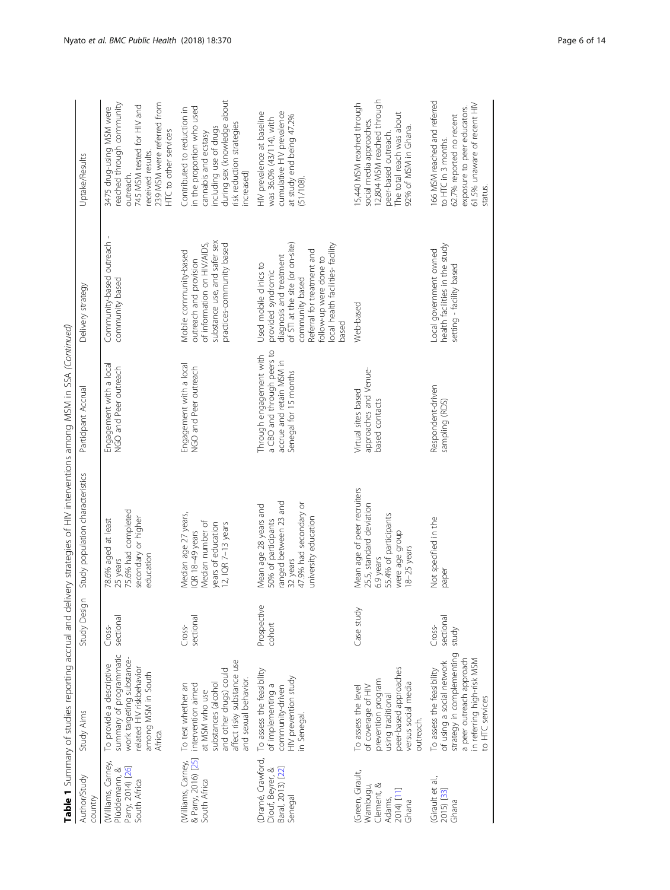**Table 1** Summary of studies reporting accrual and delivery strategies of HIV interventions among MSM in SSA *(Continued)*

| Author/Study country | Study Aims | Study Design | Study population characteristics | Participant Accrual | Delivery strategy | Uptake/Results |
|---|---|---|---|---|---|---|
| (Williams, Carney, Plüddemann, & Parry, 2014) [26] South Africa | To provide a descriptive summary of programmatic work targeting substance-related HIV riskbehavior among MSM in South Africa. | Cross-sectional | 78.6% aged at least 25 years 75.6% had completed secondary or higher education | Engagement with a local NGO and Peer outreach | Community-based outreach - community based | 3475 drug-using MSM were reached through community outreach. 745 MSM tested for HIV and received results. 239 MSM were referred from HTC to other services |
| (Williams, Carney, & Parry, 2016) [25] South Africa | To test whether an intervention aimed at MSM who use substances (alcohol and other drugs) could affect risky substance use and sexual behavior. | Cross-sectional | Median age 27 years, IQR 18–49 years Median number of years of education 12, IQR 7–13 years | Engagement with a local NGO and Peer outreach | Mobile community-based outreach and provision of information on HIV/AIDS, substance use, and safer sex practices-community based | Contributed to reduction in in the proportion who used cannabis and ecstasy including use of drugs during sex (knowledge about risk reduction strategies increased) |
| (Dramé, Crawford, Diouf, Beyrer, & Baral, 2013) [22] Senegal | To assess the feasibility of implementing a community-driven HIV prevention study in Senegal. | Prospective cohort | Mean age 28 years and 50% of participants ranged between 23 and 32 years 47.9% had secondary or university education | Through engagement with a CBO and through peers to accrue and retain MSM in Senegal for 15 months | Used mobile clinics to provided syndromic diagnosis and treatment of STI at the site (or on-site) community based Referral for treatment and follow-up were done to local health facilities- facility based | HIV prevalence at baseline was 36.0% (43/114), with cumulative HIV prevalence at study end being 47.2% (51/108). |
| (Green, Girault, Wambugu, Clement, & Adams, 2014) [11] Ghana | To assess the level of coverage of HIV prevention program using traditional peer-based approaches versus social media outreach. | Case study | Mean age of peer recruiters 25.5, standard deviation 6.9 years 55.4% of participants were age group 18–25 years | Virtual sites based approaches and Venue-based contacts | Web-based | 15,440 MSM reached through social media approaches. 12,804 MSM reached through peer-based outreach. The total reach was about 92% of MSM in Ghana. |
| (Girault et al., 2015) [33] Ghana | To assess the feasibility of using a social network strategy in complementing a peer outreach approach in referring high-risk MSM to HTC services | Cross-sectional study | Not specified in the paper | Respondent-driven sampling (RDS) | Local government owned health facilities in the study setting - facility based | 166 MSM reached and referred to HTC in 3 months. 62.7% reported no recent exposure to peer educators. 61.5% unaware of recent HIV status. |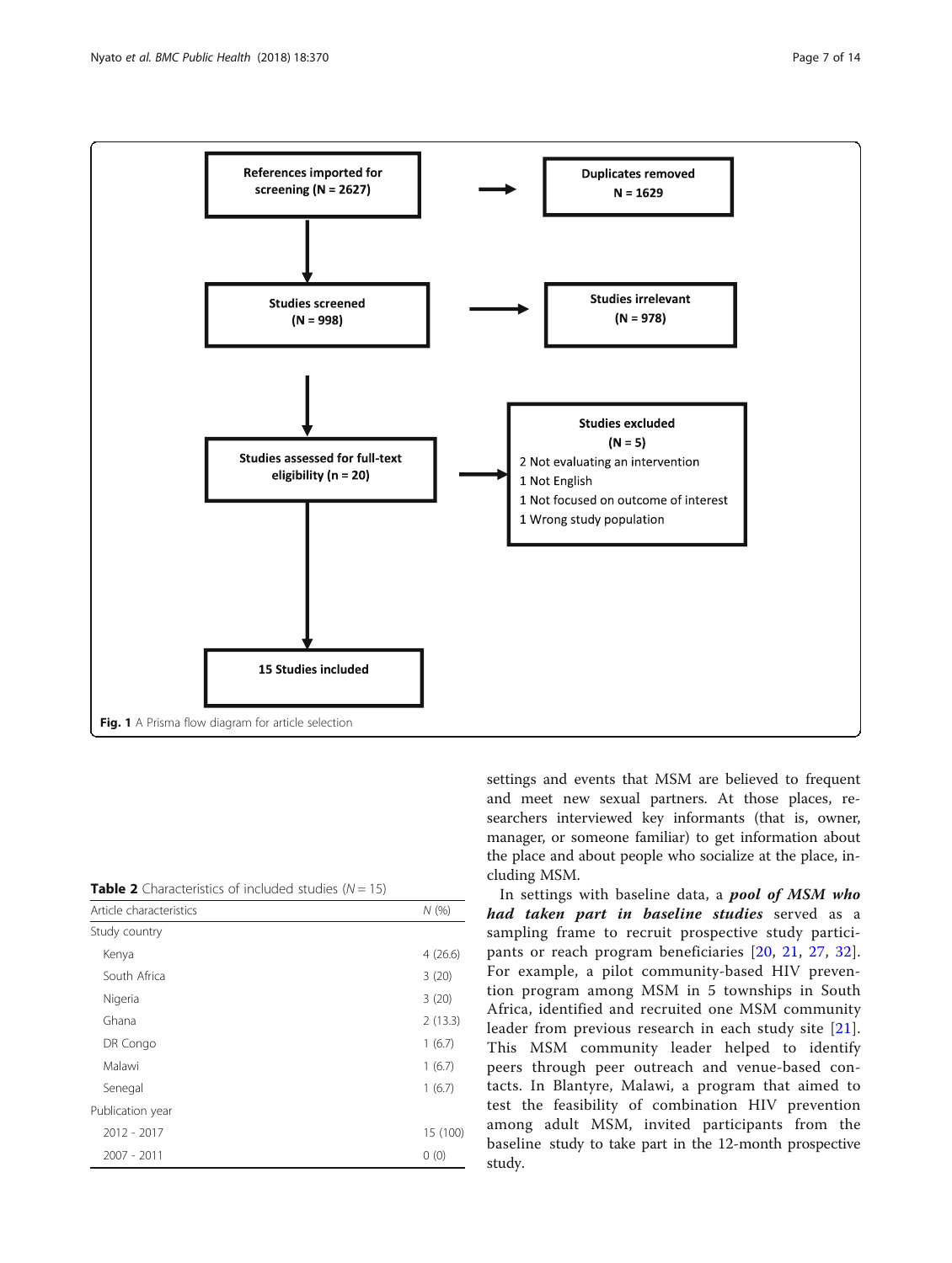References imported for screening (N = 2627)

Duplicates removed N = 1629

Studies screened (N = 998)

Studies irrelevant (N = 978)

Studies assessed for full-text eligibility (n = 20)

Studies excluded (N = 5)
2 Not evaluating an intervention
1 Not English
1 Not focused on outcome of interest
1 Wrong study population

15 Studies included

**Fig. 1** A Prisma flow diagram for article selection

**Table 2** Characteristics of included studies ($N = 15$)

| Article characteristics | *N* (%) |
|---|---|
| Study country | |
| Kenya | 4 (26.6) |
| South Africa | 3 (20) |
| Nigeria | 3 (20) |
| Ghana | 2 (13.3) |
| DR Congo | 1 (6.7) |
| Malawi | 1 (6.7) |
| Senegal | 1 (6.7) |
| Publication year | |
| 2012 - 2017 | 15 (100) |
| 2007 - 2011 | 0 (0) |

settings and events that MSM are believed to frequent and meet new sexual partners. At those places, researchers interviewed key informants (that is, owner, manager, or someone familiar) to get information about the place and about people who socialize at the place, including MSM.

In settings with baseline data, a ***pool of MSM who had taken part in baseline studies*** served as a sampling frame to recruit prospective study participants or reach program beneficiaries [20, 21, 27, 32]. For example, a pilot community-based HIV prevention program among MSM in 5 townships in South Africa, identified and recruited one MSM community leader from previous research in each study site [21]. This MSM community leader helped to identify peers through peer outreach and venue-based contacts. In Blantyre, Malawi, a program that aimed to test the feasibility of combination HIV prevention among adult MSM, invited participants from the baseline study to take part in the 12-month prospective study.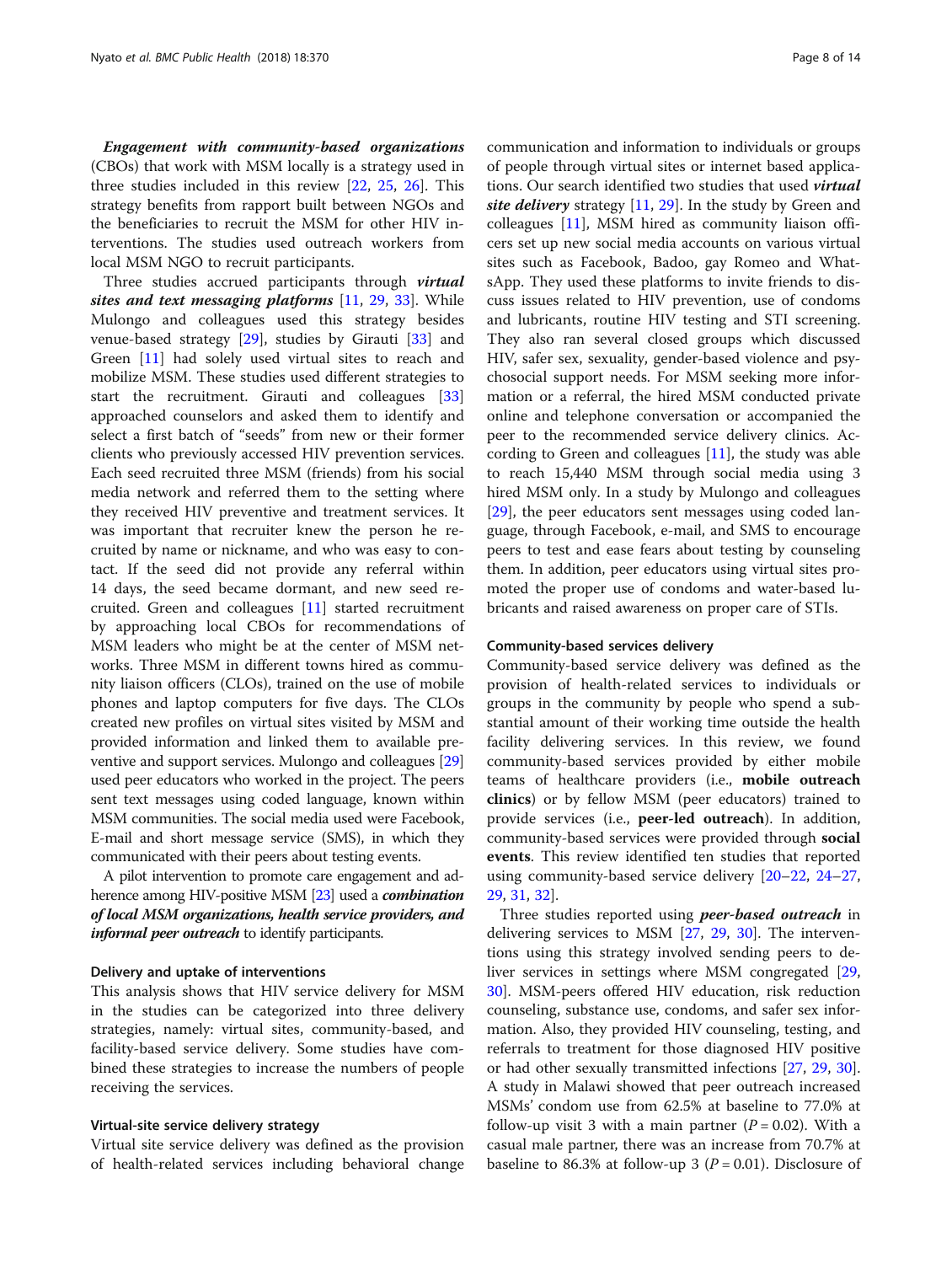***Engagement with community-based organizations*** (CBOs) that work with MSM locally is a strategy used in three studies included in this review [22, 25, 26]. This strategy benefits from rapport built between NGOs and the beneficiaries to recruit the MSM for other HIV interventions. The studies used outreach workers from local MSM NGO to recruit participants.

Three studies accrued participants through ***virtual sites and text messaging platforms*** [11, 29, 33]. While Mulongo and colleagues used this strategy besides venue-based strategy [29], studies by Girauti [33] and Green [11] had solely used virtual sites to reach and mobilize MSM. These studies used different strategies to start the recruitment. Girauti and colleagues [33] approached counselors and asked them to identify and select a first batch of "seeds" from new or their former clients who previously accessed HIV prevention services. Each seed recruited three MSM (friends) from his social media network and referred them to the setting where they received HIV preventive and treatment services. It was important that recruiter knew the person he recruited by name or nickname, and who was easy to contact. If the seed did not provide any referral within 14 days, the seed became dormant, and new seed recruited. Green and colleagues [11] started recruitment by approaching local CBOs for recommendations of MSM leaders who might be at the center of MSM networks. Three MSM in different towns hired as community liaison officers (CLOs), trained on the use of mobile phones and laptop computers for five days. The CLOs created new profiles on virtual sites visited by MSM and provided information and linked them to available preventive and support services. Mulongo and colleagues [29] used peer educators who worked in the project. The peers sent text messages using coded language, known within MSM communities. The social media used were Facebook, E-mail and short message service (SMS), in which they communicated with their peers about testing events.

A pilot intervention to promote care engagement and adherence among HIV-positive MSM [23] used a ***combination of local MSM organizations, health service providers, and informal peer outreach*** to identify participants.

### Delivery and uptake of interventions

This analysis shows that HIV service delivery for MSM in the studies can be categorized into three delivery strategies, namely: virtual sites, community-based, and facility-based service delivery. Some studies have combined these strategies to increase the numbers of people receiving the services.

### Virtual-site service delivery strategy

Virtual site service delivery was defined as the provision of health-related services including behavioral change communication and information to individuals or groups of people through virtual sites or internet based applications. Our search identified two studies that used ***virtual site delivery*** strategy [11, 29]. In the study by Green and colleagues [11], MSM hired as community liaison officers set up new social media accounts on various virtual sites such as Facebook, Badoo, gay Romeo and WhatsApp. They used these platforms to invite friends to discuss issues related to HIV prevention, use of condoms and lubricants, routine HIV testing and STI screening. They also ran several closed groups which discussed HIV, safer sex, sexuality, gender-based violence and psychosocial support needs. For MSM seeking more information or a referral, the hired MSM conducted private online and telephone conversation or accompanied the peer to the recommended service delivery clinics. According to Green and colleagues [11], the study was able to reach 15,440 MSM through social media using 3 hired MSM only. In a study by Mulongo and colleagues [29], the peer educators sent messages using coded language, through Facebook, e-mail, and SMS to encourage peers to test and ease fears about testing by counseling them. In addition, peer educators using virtual sites promoted the proper use of condoms and water-based lubricants and raised awareness on proper care of STIs.

### Community-based services delivery

Community-based service delivery was defined as the provision of health-related services to individuals or groups in the community by people who spend a substantial amount of their working time outside the health facility delivering services. In this review, we found community-based services provided by either mobile teams of healthcare providers (i.e., **mobile outreach clinics**) or by fellow MSM (peer educators) trained to provide services (i.e., **peer-led outreach**). In addition, community-based services were provided through **social events**. This review identified ten studies that reported using community-based service delivery [20–22, 24–27, 29, 31, 32].

Three studies reported using ***peer-based outreach*** in delivering services to MSM [27, 29, 30]. The interventions using this strategy involved sending peers to deliver services in settings where MSM congregated [29, 30]. MSM-peers offered HIV education, risk reduction counseling, substance use, condoms, and safer sex information. Also, they provided HIV counseling, testing, and referrals to treatment for those diagnosed HIV positive or had other sexually transmitted infections [27, 29, 30]. A study in Malawi showed that peer outreach increased MSMs' condom use from 62.5% at baseline to 77.0% at follow-up visit 3 with a main partner ($P = 0.02$). With a casual male partner, there was an increase from 70.7% at baseline to 86.3% at follow-up 3 ($P = 0.01$). Disclosure of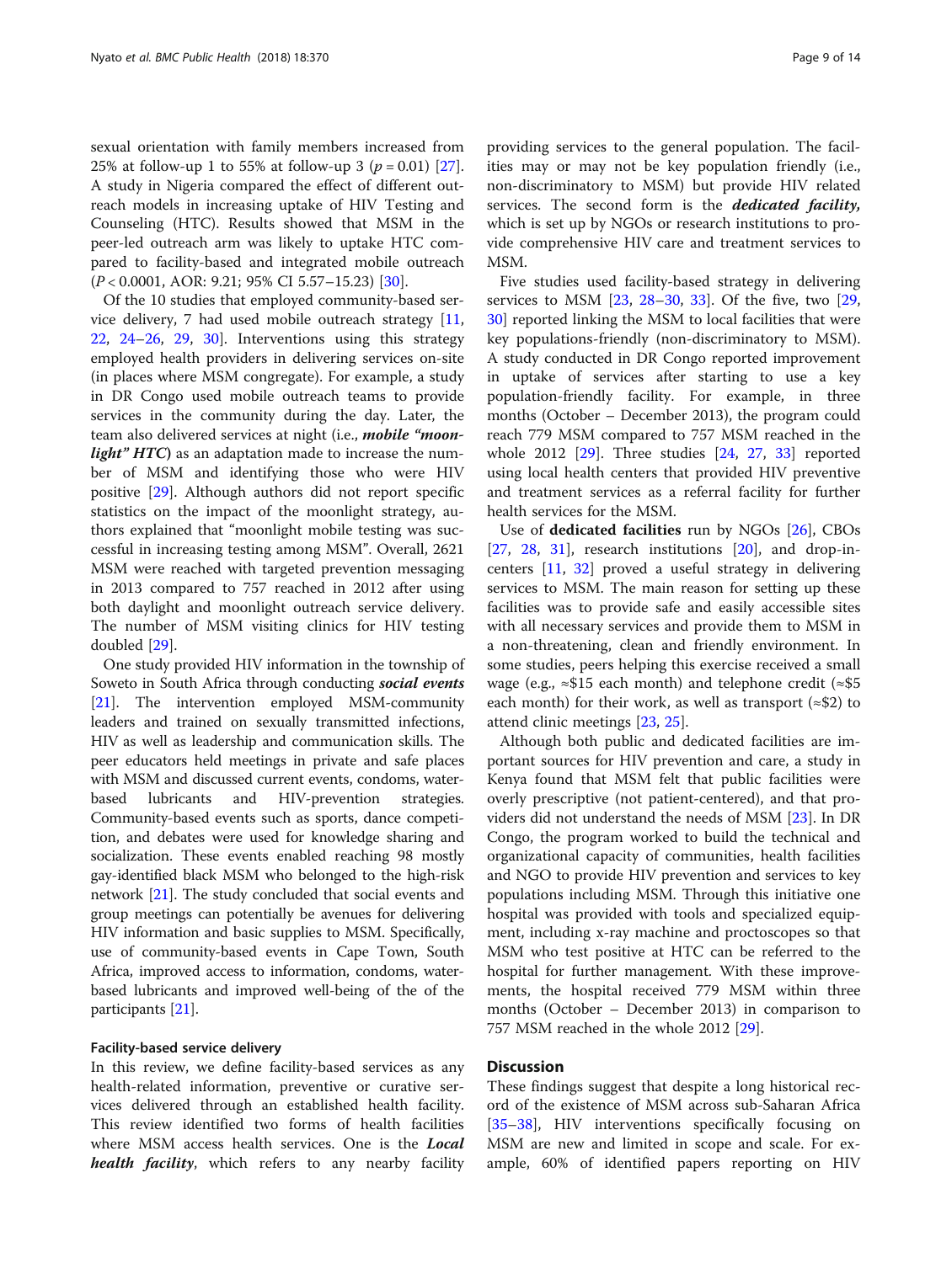sexual orientation with family members increased from 25% at follow-up 1 to 55% at follow-up 3 ($p = 0.01$) [27]. A study in Nigeria compared the effect of different outreach models in increasing uptake of HIV Testing and Counseling (HTC). Results showed that MSM in the peer-led outreach arm was likely to uptake HTC compared to facility-based and integrated mobile outreach ($P < 0.0001$, AOR: 9.21; 95% CI 5.57–15.23) [30].

Of the 10 studies that employed community-based service delivery, 7 had used mobile outreach strategy [11, 22, 24–26, 29, 30]. Interventions using this strategy employed health providers in delivering services on-site (in places where MSM congregate). For example, a study in DR Congo used mobile outreach teams to provide services in the community during the day. Later, the team also delivered services at night (i.e., ***mobile "moonlight" HTC***) as an adaptation made to increase the number of MSM and identifying those who were HIV positive [29]. Although authors did not report specific statistics on the impact of the moonlight strategy, authors explained that "moonlight mobile testing was successful in increasing testing among MSM". Overall, 2621 MSM were reached with targeted prevention messaging in 2013 compared to 757 reached in 2012 after using both daylight and moonlight outreach service delivery. The number of MSM visiting clinics for HIV testing doubled [29].

One study provided HIV information in the township of Soweto in South Africa through conducting ***social events*** [21]. The intervention employed MSM-community leaders and trained on sexually transmitted infections, HIV as well as leadership and communication skills. The peer educators held meetings in private and safe places with MSM and discussed current events, condoms, water-based lubricants and HIV-prevention strategies. Community-based events such as sports, dance competition, and debates were used for knowledge sharing and socialization. These events enabled reaching 98 mostly gay-identified black MSM who belonged to the high-risk network [21]. The study concluded that social events and group meetings can potentially be avenues for delivering HIV information and basic supplies to MSM. Specifically, use of community-based events in Cape Town, South Africa, improved access to information, condoms, water-based lubricants and improved well-being of the of the participants [21].

#### Facility-based service delivery

In this review, we define facility-based services as any health-related information, preventive or curative services delivered through an established health facility. This review identified two forms of health facilities where MSM access health services. One is the ***Local health facility***, which refers to any nearby facility providing services to the general population. The facilities may or may not be key population friendly (i.e., non-discriminatory to MSM) but provide HIV related services. The second form is the ***dedicated facility,*** which is set up by NGOs or research institutions to provide comprehensive HIV care and treatment services to MSM.

Five studies used facility-based strategy in delivering services to MSM [23, 28–30, 33]. Of the five, two [29, 30] reported linking the MSM to local facilities that were key populations-friendly (non-discriminatory to MSM). A study conducted in DR Congo reported improvement in uptake of services after starting to use a key population-friendly facility. For example, in three months (October – December 2013), the program could reach 779 MSM compared to 757 MSM reached in the whole 2012 [29]. Three studies [24, 27, 33] reported using local health centers that provided HIV preventive and treatment services as a referral facility for further health services for the MSM.

Use of **dedicated facilities** run by NGOs [26], CBOs [27, 28, 31], research institutions [20], and drop-in-centers [11, 32] proved a useful strategy in delivering services to MSM. The main reason for setting up these facilities was to provide safe and easily accessible sites with all necessary services and provide them to MSM in a non-threatening, clean and friendly environment. In some studies, peers helping this exercise received a small wage (e.g., ≈\$15 each month) and telephone credit (≈\$5 each month) for their work, as well as transport (≈\$2) to attend clinic meetings [23, 25].

Although both public and dedicated facilities are important sources for HIV prevention and care, a study in Kenya found that MSM felt that public facilities were overly prescriptive (not patient-centered), and that providers did not understand the needs of MSM [23]. In DR Congo, the program worked to build the technical and organizational capacity of communities, health facilities and NGO to provide HIV prevention and services to key populations including MSM. Through this initiative one hospital was provided with tools and specialized equipment, including x-ray machine and proctoscopes so that MSM who test positive at HTC can be referred to the hospital for further management. With these improvements, the hospital received 779 MSM within three months (October – December 2013) in comparison to 757 MSM reached in the whole 2012 [29].

## Discussion

These findings suggest that despite a long historical record of the existence of MSM across sub-Saharan Africa [35–38], HIV interventions specifically focusing on MSM are new and limited in scope and scale. For example, 60% of identified papers reporting on HIV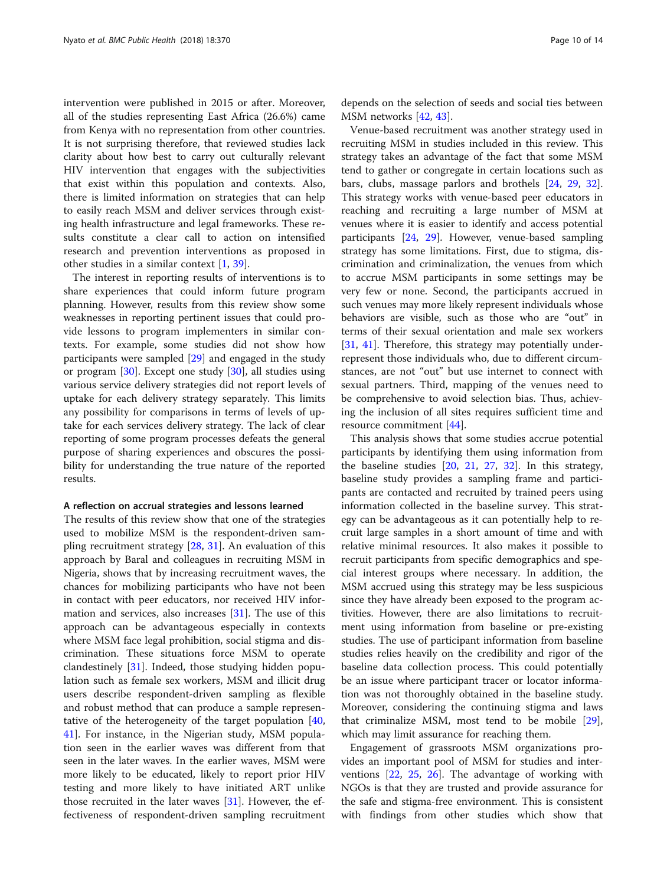intervention were published in 2015 or after. Moreover, all of the studies representing East Africa (26.6%) came from Kenya with no representation from other countries. It is not surprising therefore, that reviewed studies lack clarity about how best to carry out culturally relevant HIV intervention that engages with the subjectivities that exist within this population and contexts. Also, there is limited information on strategies that can help to easily reach MSM and deliver services through existing health infrastructure and legal frameworks. These results constitute a clear call to action on intensified research and prevention interventions as proposed in other studies in a similar context [1, 39].

The interest in reporting results of interventions is to share experiences that could inform future program planning. However, results from this review show some weaknesses in reporting pertinent issues that could provide lessons to program implementers in similar contexts. For example, some studies did not show how participants were sampled [29] and engaged in the study or program [30]. Except one study [30], all studies using various service delivery strategies did not report levels of uptake for each delivery strategy separately. This limits any possibility for comparisons in terms of levels of uptake for each services delivery strategy. The lack of clear reporting of some program processes defeats the general purpose of sharing experiences and obscures the possibility for understanding the true nature of the reported results.

#### A reflection on accrual strategies and lessons learned

The results of this review show that one of the strategies used to mobilize MSM is the respondent-driven sampling recruitment strategy [28, 31]. An evaluation of this approach by Baral and colleagues in recruiting MSM in Nigeria, shows that by increasing recruitment waves, the chances for mobilizing participants who have not been in contact with peer educators, nor received HIV information and services, also increases [31]. The use of this approach can be advantageous especially in contexts where MSM face legal prohibition, social stigma and discrimination. These situations force MSM to operate clandestinely [31]. Indeed, those studying hidden population such as female sex workers, MSM and illicit drug users describe respondent-driven sampling as flexible and robust method that can produce a sample representative of the heterogeneity of the target population [40, 41]. For instance, in the Nigerian study, MSM population seen in the earlier waves was different from that seen in the later waves. In the earlier waves, MSM were more likely to be educated, likely to report prior HIV testing and more likely to have initiated ART unlike those recruited in the later waves [31]. However, the effectiveness of respondent-driven sampling recruitment depends on the selection of seeds and social ties between MSM networks [42, 43].

Venue-based recruitment was another strategy used in recruiting MSM in studies included in this review. This strategy takes an advantage of the fact that some MSM tend to gather or congregate in certain locations such as bars, clubs, massage parlors and brothels [24, 29, 32]. This strategy works with venue-based peer educators in reaching and recruiting a large number of MSM at venues where it is easier to identify and access potential participants [24, 29]. However, venue-based sampling strategy has some limitations. First, due to stigma, discrimination and criminalization, the venues from which to accrue MSM participants in some settings may be very few or none. Second, the participants accrued in such venues may more likely represent individuals whose behaviors are visible, such as those who are "out" in terms of their sexual orientation and male sex workers [31, 41]. Therefore, this strategy may potentially underrepresent those individuals who, due to different circumstances, are not "out" but use internet to connect with sexual partners. Third, mapping of the venues need to be comprehensive to avoid selection bias. Thus, achieving the inclusion of all sites requires sufficient time and resource commitment [44].

This analysis shows that some studies accrue potential participants by identifying them using information from the baseline studies [20, 21, 27, 32]. In this strategy, baseline study provides a sampling frame and participants are contacted and recruited by trained peers using information collected in the baseline survey. This strategy can be advantageous as it can potentially help to recruit large samples in a short amount of time and with relative minimal resources. It also makes it possible to recruit participants from specific demographics and special interest groups where necessary. In addition, the MSM accrued using this strategy may be less suspicious since they have already been exposed to the program activities. However, there are also limitations to recruitment using information from baseline or pre-existing studies. The use of participant information from baseline studies relies heavily on the credibility and rigor of the baseline data collection process. This could potentially be an issue where participant tracer or locator information was not thoroughly obtained in the baseline study. Moreover, considering the continuing stigma and laws that criminalize MSM, most tend to be mobile [29], which may limit assurance for reaching them.

Engagement of grassroots MSM organizations provides an important pool of MSM for studies and interventions [22, 25, 26]. The advantage of working with NGOs is that they are trusted and provide assurance for the safe and stigma-free environment. This is consistent with findings from other studies which show that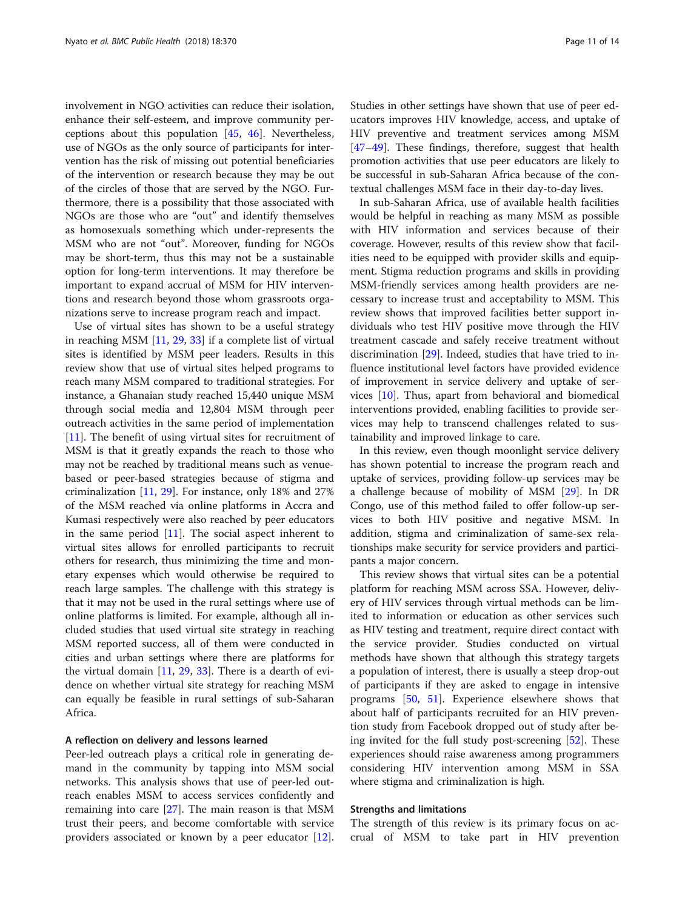involvement in NGO activities can reduce their isolation, enhance their self-esteem, and improve community perceptions about this population [45, 46]. Nevertheless, use of NGOs as the only source of participants for intervention has the risk of missing out potential beneficiaries of the intervention or research because they may be out of the circles of those that are served by the NGO. Furthermore, there is a possibility that those associated with NGOs are those who are "out" and identify themselves as homosexuals something which under-represents the MSM who are not "out". Moreover, funding for NGOs may be short-term, thus this may not be a sustainable option for long-term interventions. It may therefore be important to expand accrual of MSM for HIV interventions and research beyond those whom grassroots organizations serve to increase program reach and impact.

Use of virtual sites has shown to be a useful strategy in reaching MSM [11, 29, 33] if a complete list of virtual sites is identified by MSM peer leaders. Results in this review show that use of virtual sites helped programs to reach many MSM compared to traditional strategies. For instance, a Ghanaian study reached 15,440 unique MSM through social media and 12,804 MSM through peer outreach activities in the same period of implementation [11]. The benefit of using virtual sites for recruitment of MSM is that it greatly expands the reach to those who may not be reached by traditional means such as venue-based or peer-based strategies because of stigma and criminalization [11, 29]. For instance, only 18% and 27% of the MSM reached via online platforms in Accra and Kumasi respectively were also reached by peer educators in the same period [11]. The social aspect inherent to virtual sites allows for enrolled participants to recruit others for research, thus minimizing the time and monetary expenses which would otherwise be required to reach large samples. The challenge with this strategy is that it may not be used in the rural settings where use of online platforms is limited. For example, although all included studies that used virtual site strategy in reaching MSM reported success, all of them were conducted in cities and urban settings where there are platforms for the virtual domain [11, 29, 33]. There is a dearth of evidence on whether virtual site strategy for reaching MSM can equally be feasible in rural settings of sub-Saharan Africa.

### A reflection on delivery and lessons learned

Peer-led outreach plays a critical role in generating demand in the community by tapping into MSM social networks. This analysis shows that use of peer-led outreach enables MSM to access services confidently and remaining into care [27]. The main reason is that MSM trust their peers, and become comfortable with service providers associated or known by a peer educator [12]. Studies in other settings have shown that use of peer educators improves HIV knowledge, access, and uptake of HIV preventive and treatment services among MSM [47–49]. These findings, therefore, suggest that health promotion activities that use peer educators are likely to be successful in sub-Saharan Africa because of the contextual challenges MSM face in their day-to-day lives.

In sub-Saharan Africa, use of available health facilities would be helpful in reaching as many MSM as possible with HIV information and services because of their coverage. However, results of this review show that facilities need to be equipped with provider skills and equipment. Stigma reduction programs and skills in providing MSM-friendly services among health providers are necessary to increase trust and acceptability to MSM. This review shows that improved facilities better support individuals who test HIV positive move through the HIV treatment cascade and safely receive treatment without discrimination [29]. Indeed, studies that have tried to influence institutional level factors have provided evidence of improvement in service delivery and uptake of services [10]. Thus, apart from behavioral and biomedical interventions provided, enabling facilities to provide services may help to transcend challenges related to sustainability and improved linkage to care.

In this review, even though moonlight service delivery has shown potential to increase the program reach and uptake of services, providing follow-up services may be a challenge because of mobility of MSM [29]. In DR Congo, use of this method failed to offer follow-up services to both HIV positive and negative MSM. In addition, stigma and criminalization of same-sex relationships make security for service providers and participants a major concern.

This review shows that virtual sites can be a potential platform for reaching MSM across SSA. However, delivery of HIV services through virtual methods can be limited to information or education as other services such as HIV testing and treatment, require direct contact with the service provider. Studies conducted on virtual methods have shown that although this strategy targets a population of interest, there is usually a steep drop-out of participants if they are asked to engage in intensive programs [50, 51]. Experience elsewhere shows that about half of participants recruited for an HIV prevention study from Facebook dropped out of study after being invited for the full study post-screening [52]. These experiences should raise awareness among programmers considering HIV intervention among MSM in SSA where stigma and criminalization is high.

### Strengths and limitations

The strength of this review is its primary focus on accrual of MSM to take part in HIV prevention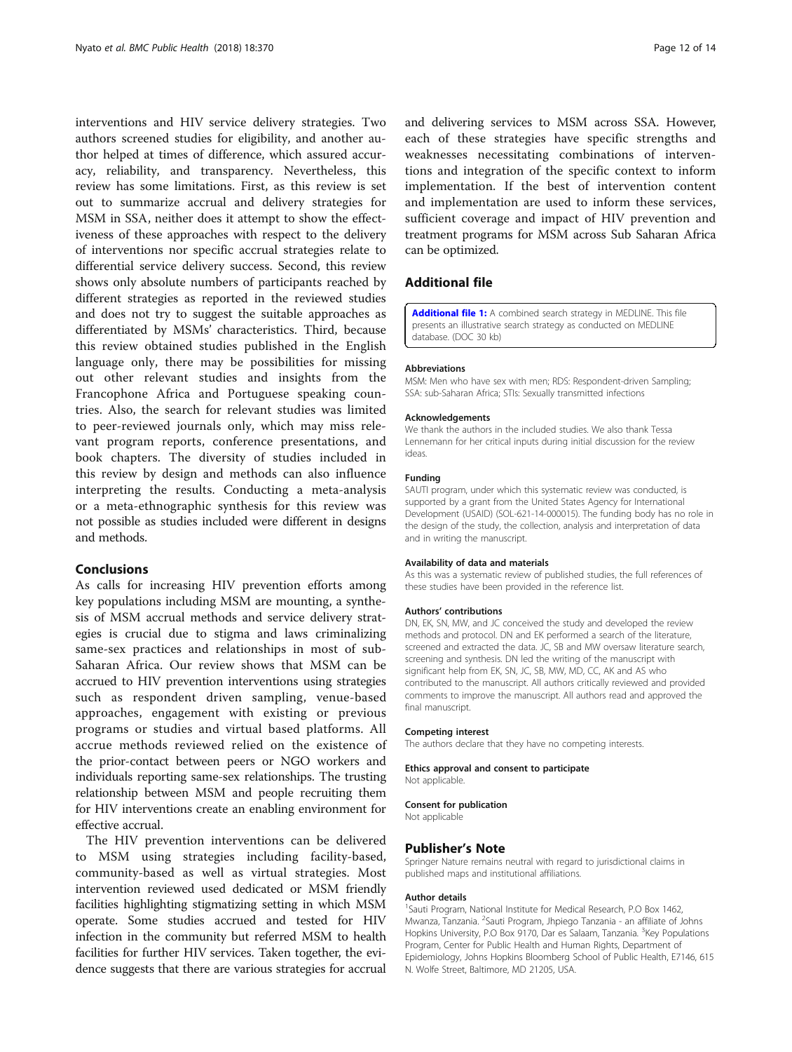interventions and HIV service delivery strategies. Two authors screened studies for eligibility, and another author helped at times of difference, which assured accuracy, reliability, and transparency. Nevertheless, this review has some limitations. First, as this review is set out to summarize accrual and delivery strategies for MSM in SSA, neither does it attempt to show the effectiveness of these approaches with respect to the delivery of interventions nor specific accrual strategies relate to differential service delivery success. Second, this review shows only absolute numbers of participants reached by different strategies as reported in the reviewed studies and does not try to suggest the suitable approaches as differentiated by MSMs' characteristics. Third, because this review obtained studies published in the English language only, there may be possibilities for missing out other relevant studies and insights from the Francophone Africa and Portuguese speaking countries. Also, the search for relevant studies was limited to peer-reviewed journals only, which may miss relevant program reports, conference presentations, and book chapters. The diversity of studies included in this review by design and methods can also influence interpreting the results. Conducting a meta-analysis or a meta-ethnographic synthesis for this review was not possible as studies included were different in designs and methods.

## Conclusions

As calls for increasing HIV prevention efforts among key populations including MSM are mounting, a synthesis of MSM accrual methods and service delivery strategies is crucial due to stigma and laws criminalizing same-sex practices and relationships in most of sub-Saharan Africa. Our review shows that MSM can be accrued to HIV prevention interventions using strategies such as respondent driven sampling, venue-based approaches, engagement with existing or previous programs or studies and virtual based platforms. All accrue methods reviewed relied on the existence of the prior-contact between peers or NGO workers and individuals reporting same-sex relationships. The trusting relationship between MSM and people recruiting them for HIV interventions create an enabling environment for effective accrual.

The HIV prevention interventions can be delivered to MSM using strategies including facility-based, community-based as well as virtual strategies. Most intervention reviewed used dedicated or MSM friendly facilities highlighting stigmatizing setting in which MSM operate. Some studies accrued and tested for HIV infection in the community but referred MSM to health facilities for further HIV services. Taken together, the evidence suggests that there are various strategies for accrual and delivering services to MSM across SSA. However, each of these strategies have specific strengths and weaknesses necessitating combinations of interventions and integration of the specific context to inform implementation. If the best of intervention content and implementation are used to inform these services, sufficient coverage and impact of HIV prevention and treatment programs for MSM across Sub Saharan Africa can be optimized.

## Additional file

**Additional file 1:** A combined search strategy in MEDLINE. This file presents an illustrative search strategy as conducted on MEDLINE database. (DOC 30 kb)

#### Abbreviations

MSM: Men who have sex with men; RDS: Respondent-driven Sampling; SSA: sub-Saharan Africa; STIs: Sexually transmitted infections

#### Acknowledgements

We thank the authors in the included studies. We also thank Tessa Lennemann for her critical inputs during initial discussion for the review ideas.

#### Funding

SAUTI program, under which this systematic review was conducted, is supported by a grant from the United States Agency for International Development (USAID) (SOL-621-14-000015). The funding body has no role in the design of the study, the collection, analysis and interpretation of data and in writing the manuscript.

#### Availability of data and materials

As this was a systematic review of published studies, the full references of these studies have been provided in the reference list.

#### Authors' contributions

DN, EK, SN, MW, and JC conceived the study and developed the review methods and protocol. DN and EK performed a search of the literature, screened and extracted the data. JC, SB and MW oversaw literature search, screening and synthesis. DN led the writing of the manuscript with significant help from EK, SN, JC, SB, MW, MD, CC, AK and AS who contributed to the manuscript. All authors critically reviewed and provided comments to improve the manuscript. All authors read and approved the final manuscript.

#### Competing interest

The authors declare that they have no competing interests.

#### Ethics approval and consent to participate

Not applicable.

#### Consent for publication

Not applicable

## Publisher's Note

Springer Nature remains neutral with regard to jurisdictional claims in published maps and institutional affiliations.

#### Author details

[1]Sauti Program, National Institute for Medical Research, P.O Box 1462, Mwanza, Tanzania. [2]Sauti Program, Jhpiego Tanzania - an affiliate of Johns Hopkins University, P.O Box 9170, Dar es Salaam, Tanzania. [3]Key Populations Program, Center for Public Health and Human Rights, Department of Epidemiology, Johns Hopkins Bloomberg School of Public Health, E7146, 615 N. Wolfe Street, Baltimore, MD 21205, USA.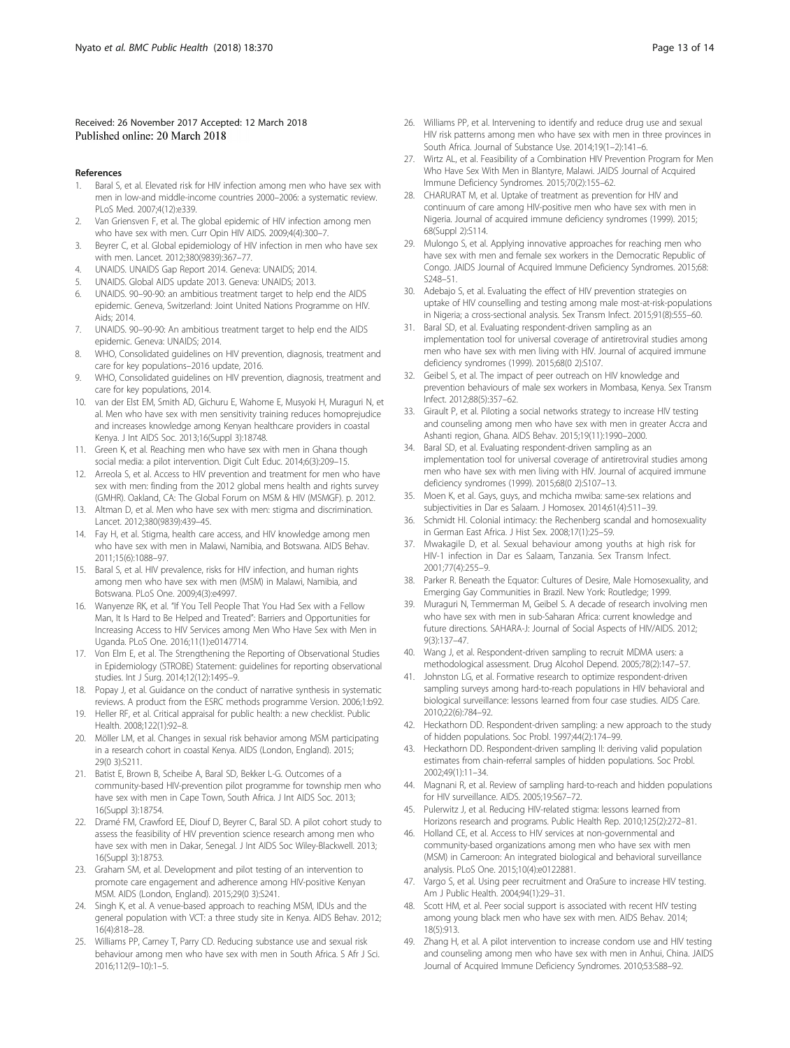Received: 26 November 2017 Accepted: 12 March 2018
Published online: 20 March 2018

## References

1. Baral S, et al. Elevated risk for HIV infection among men who have sex with men in low-and middle-income countries 2000–2006: a systematic review. PLoS Med. 2007;4(12):e339.
2. Van Griensven F, et al. The global epidemic of HIV infection among men who have sex with men. Curr Opin HIV AIDS. 2009;4(4):300–7.
3. Beyrer C, et al. Global epidemiology of HIV infection in men who have sex with men. Lancet. 2012;380(9839):367–77.
4. UNAIDS. UNAIDS Gap Report 2014. Geneva: UNAIDS; 2014.
5. UNAIDS. Global AIDS update 2013. Geneva: UNAIDS; 2013.
6. UNAIDS. 90–90-90: an ambitious treatment target to help end the AIDS epidemic. Geneva, Switzerland: Joint United Nations Programme on HIV. Aids; 2014.
7. UNAIDS. 90–90-90: An ambitious treatment target to help end the AIDS epidemic. Geneva: UNAIDS; 2014.
8. WHO, Consolidated guidelines on HIV prevention, diagnosis, treatment and care for key populations–2016 update, 2016.
9. WHO, Consolidated guidelines on HIV prevention, diagnosis, treatment and care for key populations, 2014.
10. van der Elst EM, Smith AD, Gichuru E, Wahome E, Musyoki H, Muraguri N, et al. Men who have sex with men sensitivity training reduces homoprejudice and increases knowledge among Kenyan healthcare providers in coastal Kenya. J Int AIDS Soc. 2013;16(Suppl 3):18748.
11. Green K, et al. Reaching men who have sex with men in Ghana though social media: a pilot intervention. Digit Cult Educ. 2014;6(3):209–15.
12. Arreola S, et al. Access to HIV prevention and treatment for men who have sex with men: finding from the 2012 global mens health and rights survey (GMHR). Oakland, CA: The Global Forum on MSM & HIV (MSMGF). p. 2012.
13. Altman D, et al. Men who have sex with men: stigma and discrimination. Lancet. 2012;380(9839):439–45.
14. Fay H, et al. Stigma, health care access, and HIV knowledge among men who have sex with men in Malawi, Namibia, and Botswana. AIDS Behav. 2011;15(6):1088–97.
15. Baral S, et al. HIV prevalence, risks for HIV infection, and human rights among men who have sex with men (MSM) in Malawi, Namibia, and Botswana. PLoS One. 2009;4(3):e4997.
16. Wanyenze RK, et al. "If You Tell People That You Had Sex with a Fellow Man, It Is Hard to Be Helped and Treated": Barriers and Opportunities for Increasing Access to HIV Services among Men Who Have Sex with Men in Uganda. PLoS One. 2016;11(1):e0147714.
17. Von Elm E, et al. The Strengthening the Reporting of Observational Studies in Epidemiology (STROBE) Statement: guidelines for reporting observational studies. Int J Surg. 2014;12(12):1495–9.
18. Popay J, et al. Guidance on the conduct of narrative synthesis in systematic reviews. A product from the ESRC methods programme Version. 2006;1:b92.
19. Heller RF, et al. Critical appraisal for public health: a new checklist. Public Health. 2008;122(1):92–8.
20. Möller LM, et al. Changes in sexual risk behavior among MSM participating in a research cohort in coastal Kenya. AIDS (London, England). 2015; 29(0 3):S211.
21. Batist E, Brown B, Scheibe A, Baral SD, Bekker L-G. Outcomes of a community-based HIV-prevention pilot programme for township men who have sex with men in Cape Town, South Africa. J Int AIDS Soc. 2013; 16(Suppl 3):18754.
22. Dramé FM, Crawford EE, Diouf D, Beyrer C, Baral SD. A pilot cohort study to assess the feasibility of HIV prevention science research among men who have sex with men in Dakar, Senegal. J Int AIDS Soc Wiley-Blackwell. 2013; 16(Suppl 3):18753.
23. Graham SM, et al. Development and pilot testing of an intervention to promote care engagement and adherence among HIV-positive Kenyan MSM. AIDS (London, England). 2015;29(0 3):S241.
24. Singh K, et al. A venue-based approach to reaching MSM, IDUs and the general population with VCT: a three study site in Kenya. AIDS Behav. 2012; 16(4):818–28.
25. Williams PP, Carney T, Parry CD. Reducing substance use and sexual risk behaviour among men who have sex with men in South Africa. S Afr J Sci. 2016;112(9–10):1–5.
26. Williams PP, et al. Intervening to identify and reduce drug use and sexual HIV risk patterns among men who have sex with men in three provinces in South Africa. Journal of Substance Use. 2014;19(1–2):141–6.
27. Wirtz AL, et al. Feasibility of a Combination HIV Prevention Program for Men Who Have Sex With Men in Blantyre, Malawi. JAIDS Journal of Acquired Immune Deficiency Syndromes. 2015;70(2):155–62.
28. CHARURAT M, et al. Uptake of treatment as prevention for HIV and continuum of care among HIV-positive men who have sex with men in Nigeria. Journal of acquired immune deficiency syndromes (1999). 2015; 68(Suppl 2):S114.
29. Mulongo S, et al. Applying innovative approaches for reaching men who have sex with men and female sex workers in the Democratic Republic of Congo. JAIDS Journal of Acquired Immune Deficiency Syndromes. 2015;68: S248–51.
30. Adebajo S, et al. Evaluating the effect of HIV prevention strategies on uptake of HIV counselling and testing among male most-at-risk-populations in Nigeria; a cross-sectional analysis. Sex Transm Infect. 2015;91(8):555–60.
31. Baral SD, et al. Evaluating respondent-driven sampling as an implementation tool for universal coverage of antiretroviral studies among men who have sex with men living with HIV. Journal of acquired immune deficiency syndromes (1999). 2015;68(0 2):S107.
32. Geibel S, et al. The impact of peer outreach on HIV knowledge and prevention behaviours of male sex workers in Mombasa, Kenya. Sex Transm Infect. 2012;88(5):357–62.
33. Girault P, et al. Piloting a social networks strategy to increase HIV testing and counseling among men who have sex with men in greater Accra and Ashanti region, Ghana. AIDS Behav. 2015;19(11):1990–2000.
34. Baral SD, et al. Evaluating respondent-driven sampling as an implementation tool for universal coverage of antiretroviral studies among men who have sex with men living with HIV. Journal of acquired immune deficiency syndromes (1999). 2015;68(0 2):S107–13.
35. Moen K, et al. Gays, guys, and mchicha mwiba: same-sex relations and subjectivities in Dar es Salaam. J Homosex. 2014;61(4):511–39.
36. Schmidt HI. Colonial intimacy: the Rechenberg scandal and homosexuality in German East Africa. J Hist Sex. 2008;17(1):25–59.
37. Mwakagile D, et al. Sexual behaviour among youths at high risk for HIV-1 infection in Dar es Salaam, Tanzania. Sex Transm Infect. 2001;77(4):255–9.
38. Parker R. Beneath the Equator: Cultures of Desire, Male Homosexuality, and Emerging Gay Communities in Brazil. New York: Routledge; 1999.
39. Muraguri N, Temmerman M, Geibel S. A decade of research involving men who have sex with men in sub-Saharan Africa: current knowledge and future directions. SAHARA-J: Journal of Social Aspects of HIV/AIDS. 2012; 9(3):137–47.
40. Wang J, et al. Respondent-driven sampling to recruit MDMA users: a methodological assessment. Drug Alcohol Depend. 2005;78(2):147–57.
41. Johnston LG, et al. Formative research to optimize respondent-driven sampling surveys among hard-to-reach populations in HIV behavioral and biological surveillance: lessons learned from four case studies. AIDS Care. 2010;22(6):784–92.
42. Heckathorn DD. Respondent-driven sampling: a new approach to the study of hidden populations. Soc Probl. 1997;44(2):174–99.
43. Heckathorn DD. Respondent-driven sampling II: deriving valid population estimates from chain-referral samples of hidden populations. Soc Probl. 2002;49(1):11–34.
44. Magnani R, et al. Review of sampling hard-to-reach and hidden populations for HIV surveillance. AIDS. 2005;19:S67–72.
45. Pulerwitz J, et al. Reducing HIV-related stigma: lessons learned from Horizons research and programs. Public Health Rep. 2010;125(2):272–81.
46. Holland CE, et al. Access to HIV services at non-governmental and community-based organizations among men who have sex with men (MSM) in Cameroon: An integrated biological and behavioral surveillance analysis. PLoS One. 2015;10(4):e0122881.
47. Vargo S, et al. Using peer recruitment and OraSure to increase HIV testing. Am J Public Health. 2004;94(1):29–31.
48. Scott HM, et al. Peer social support is associated with recent HIV testing among young black men who have sex with men. AIDS Behav. 2014; 18(5):913.
49. Zhang H, et al. A pilot intervention to increase condom use and HIV testing and counseling among men who have sex with men in Anhui, China. JAIDS Journal of Acquired Immune Deficiency Syndromes. 2010;53:S88–92.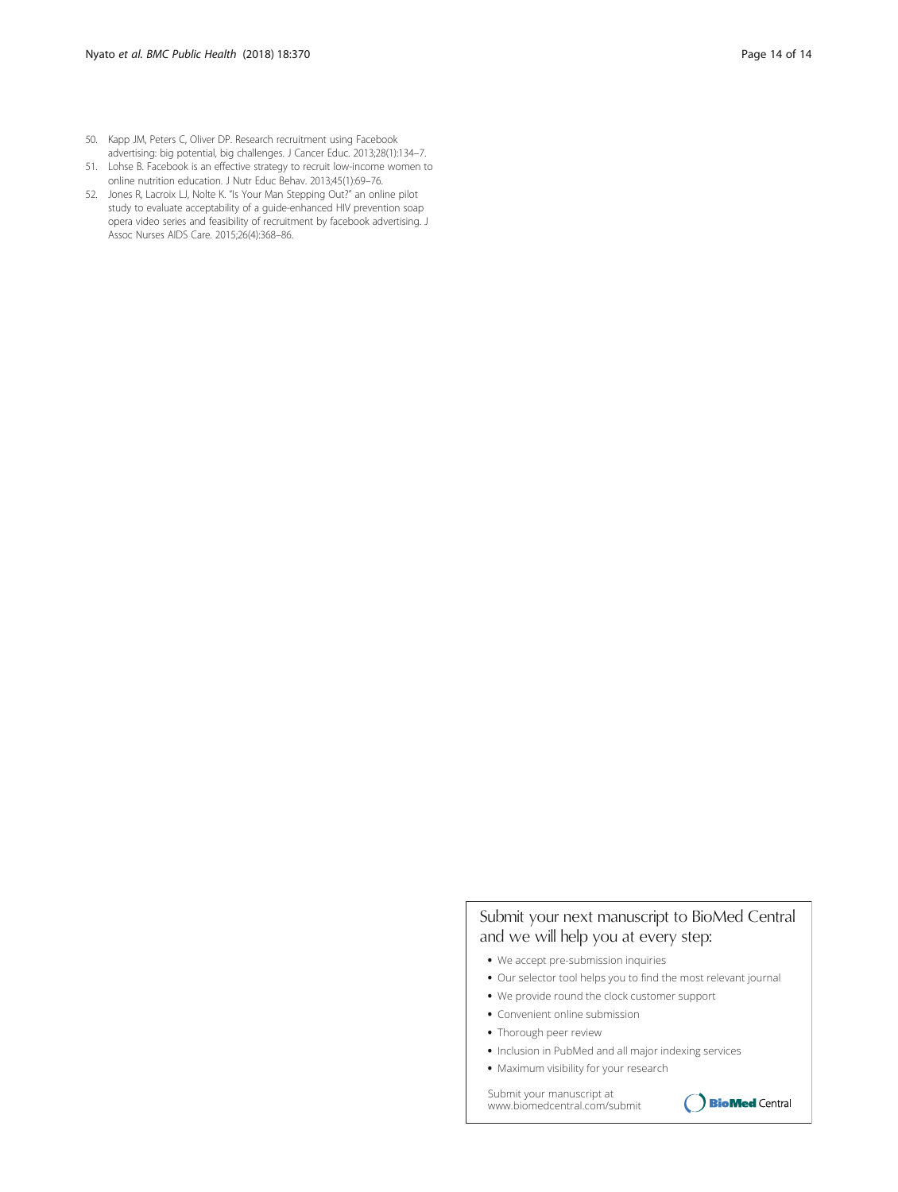50. Kapp JM, Peters C, Oliver DP. Research recruitment using Facebook advertising: big potential, big challenges. J Cancer Educ. 2013;28(1):134–7.
51. Lohse B. Facebook is an effective strategy to recruit low-income women to online nutrition education. J Nutr Educ Behav. 2013;45(1):69–76.
52. Jones R, Lacroix LJ, Nolte K. "Is Your Man Stepping Out?" an online pilot study to evaluate acceptability of a guide-enhanced HIV prevention soap opera video series and feasibility of recruitment by facebook advertising. J Assoc Nurses AIDS Care. 2015;26(4):368–86.

Submit your next manuscript to BioMed Central and we will help you at every step:

- We accept pre-submission inquiries
- Our selector tool helps you to find the most relevant journal
- We provide round the clock customer support
- Convenient online submission
- Thorough peer review
- Inclusion in PubMed and all major indexing services
- Maximum visibility for your research

Submit your manuscript at
www.biomedcentral.com/submit

BioMed Central